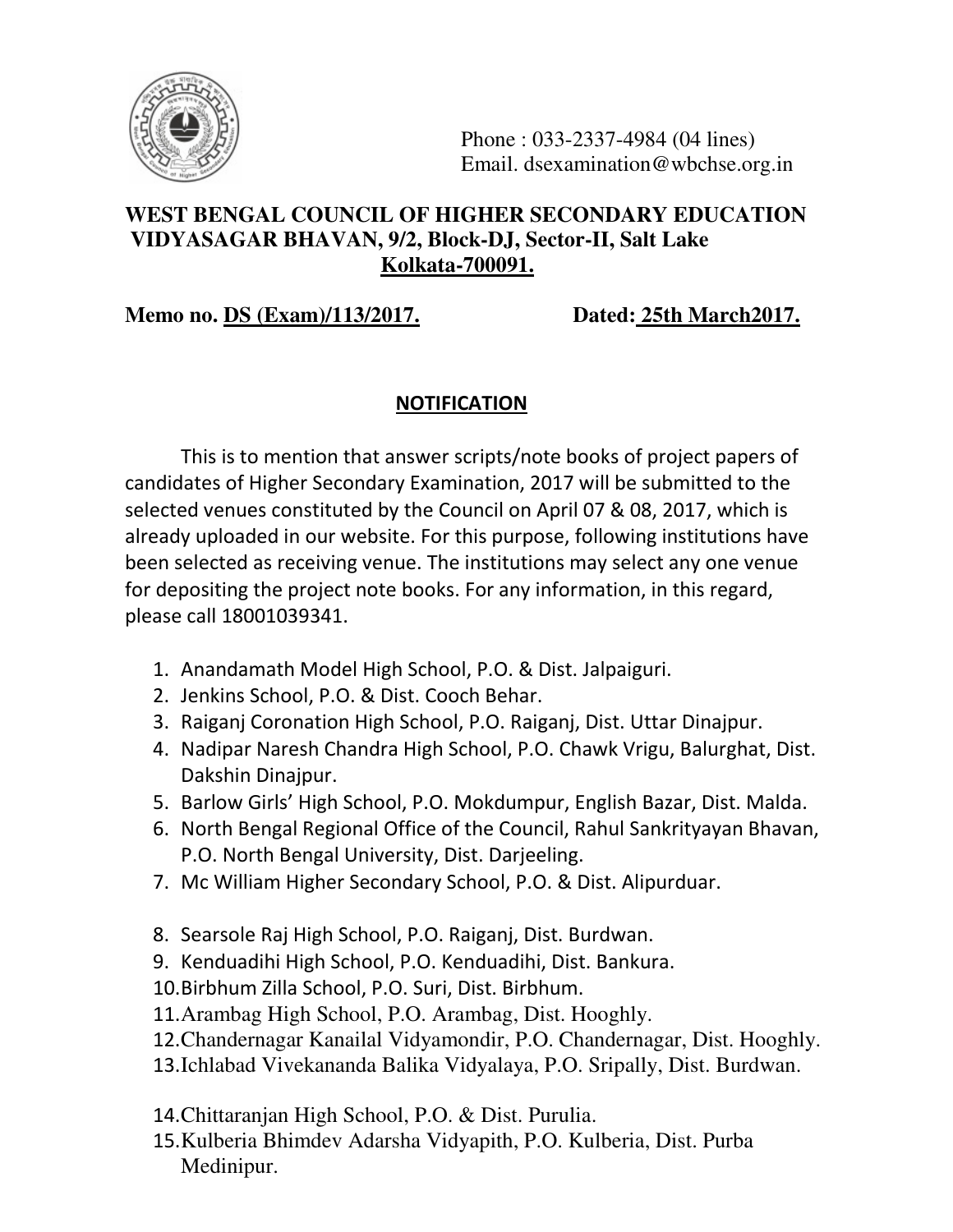Phone : 033-2337-4984 (04 lines)
Email. dsexamination@wbchse.org.in

**WEST BENGAL COUNCIL OF HIGHER SECONDARY EDUCATION**
**VIDYASAGAR BHAVAN, 9/2, Block-DJ, Sector-II, Salt Lake**
**Kolkata-700091.**

**Memo no. DS (Exam)/113/2017.** **Dated: 25th March2017.**

## NOTIFICATION

This is to mention that answer scripts/note books of project papers of candidates of Higher Secondary Examination, 2017 will be submitted to the selected venues constituted by the Council on April 07 & 08, 2017, which is already uploaded in our website. For this purpose, following institutions have been selected as receiving venue. The institutions may select any one venue for depositing the project note books. For any information, in this regard, please call 18001039341.

1. Anandamath Model High School, P.O. & Dist. Jalpaiguri.
2. Jenkins School, P.O. & Dist. Cooch Behar.
3. Raiganj Coronation High School, P.O. Raiganj, Dist. Uttar Dinajpur.
4. Nadipar Naresh Chandra High School, P.O. Chawk Vrigu, Balurghat, Dist. Dakshin Dinajpur.
5. Barlow Girls' High School, P.O. Mokdumpur, English Bazar, Dist. Malda.
6. North Bengal Regional Office of the Council, Rahul Sankrityayan Bhavan, P.O. North Bengal University, Dist. Darjeeling.
7. Mc William Higher Secondary School, P.O. & Dist. Alipurduar.

8. Searsole Raj High School, P.O. Raiganj, Dist. Burdwan.
9. Kenduadihi High School, P.O. Kenduadihi, Dist. Bankura.
10. Birbhum Zilla School, P.O. Suri, Dist. Birbhum.
11. Arambag High School, P.O. Arambag, Dist. Hooghly.
12. Chandernagar Kanailal Vidyamondir, P.O. Chandernagar, Dist. Hooghly.
13. Ichlabad Vivekananda Balika Vidyalaya, P.O. Sripally, Dist. Burdwan.

14. Chittaranjan High School, P.O. & Dist. Purulia.
15. Kulberia Bhimdev Adarsha Vidyapith, P.O. Kulberia, Dist. Purba Medinipur.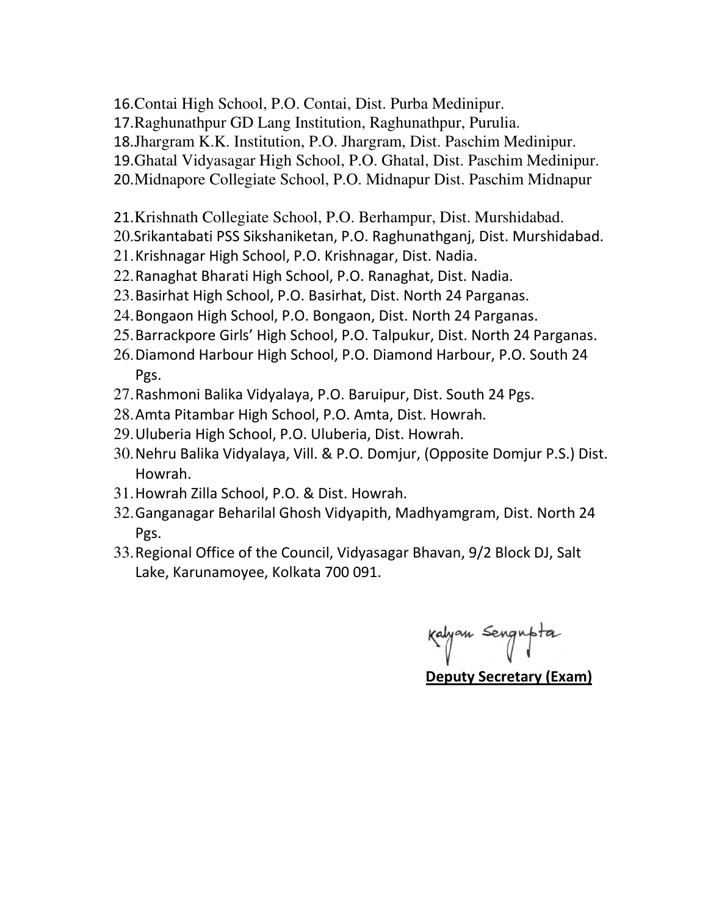16. Contai High School, P.O. Contai, Dist. Purba Medinipur.
17. Raghunathpur GD Lang Institution, Raghunathpur, Purulia.
18. Jhargram K.K. Institution, P.O. Jhargram, Dist. Paschim Medinipur.
19. Ghatal Vidyasagar High School, P.O. Ghatal, Dist. Paschim Medinipur.
20. Midnapore Collegiate School, P.O. Midnapur Dist. Paschim Midnapur

21. Krishnath Collegiate School, P.O. Berhampur, Dist. Murshidabad.
20. Srikantabati PSS Sikshaniketan, P.O. Raghunathganj, Dist. Murshidabad.
21. Krishnagar High School, P.O. Krishnagar, Dist. Nadia.
22. Ranaghat Bharati High School, P.O. Ranaghat, Dist. Nadia.
23. Basirhat High School, P.O. Basirhat, Dist. North 24 Parganas.
24. Bongaon High School, P.O. Bongaon, Dist. North 24 Parganas.
25. Barrackpore Girls' High School, P.O. Talpukur, Dist. North 24 Parganas.
26. Diamond Harbour High School, P.O. Diamond Harbour, P.O. South 24 Pgs.
27. Rashmoni Balika Vidyalaya, P.O. Baruipur, Dist. South 24 Pgs.
28. Amta Pitambar High School, P.O. Amta, Dist. Howrah.
29. Uluberia High School, P.O. Uluberia, Dist. Howrah.
30. Nehru Balika Vidyalaya, Vill. & P.O. Domjur, (Opposite Domjur P.S.) Dist. Howrah.
31. Howrah Zilla School, P.O. & Dist. Howrah.
32. Ganganagar Beharilal Ghosh Vidyapith, Madhyamgram, Dist. North 24 Pgs.
33. Regional Office of the Council, Vidyasagar Bhavan, 9/2 Block DJ, Salt Lake, Karunamoyee, Kolkata 700 091.

Kalyan Sengupta

**Deputy Secretary (Exam)**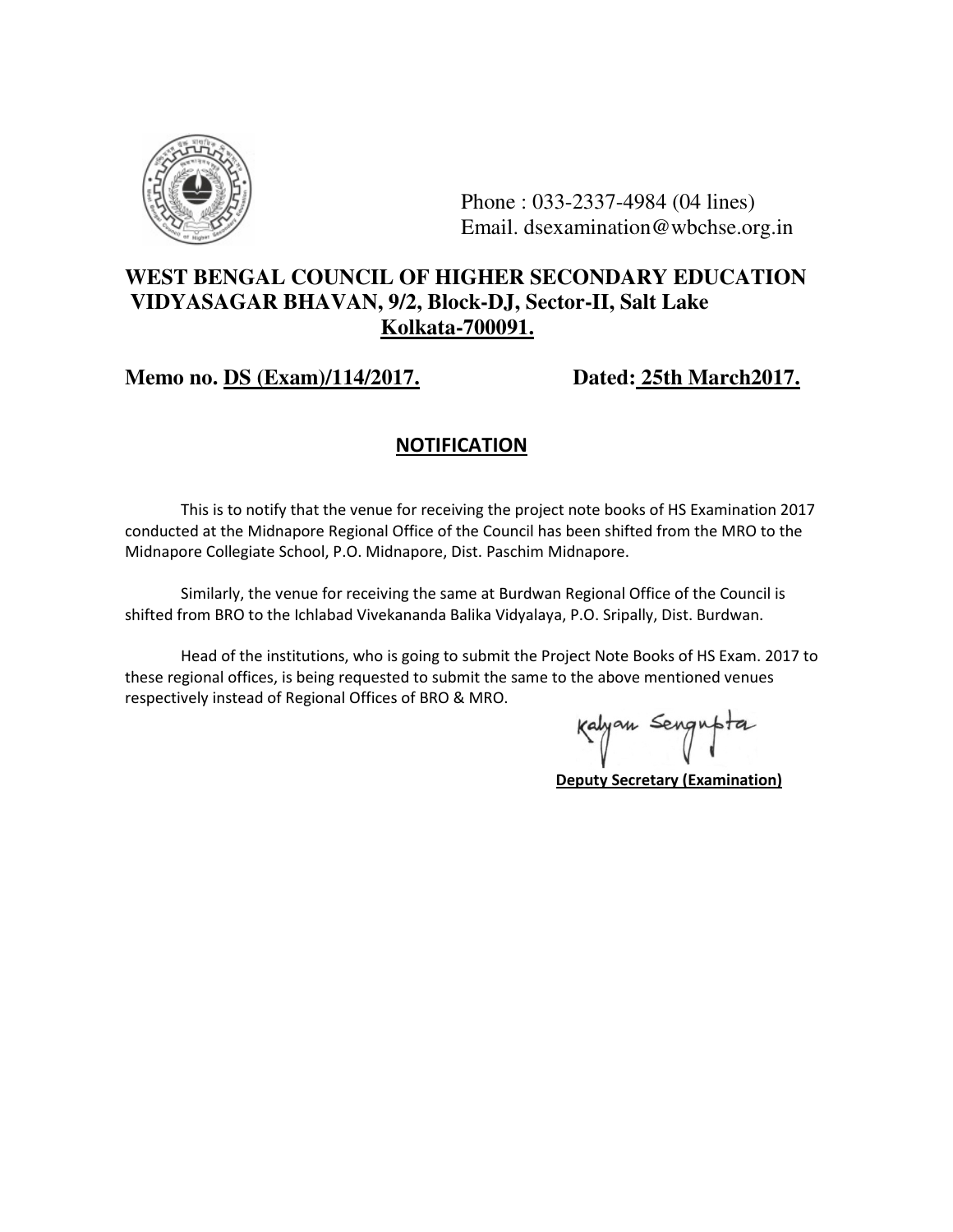Phone : 033-2337-4984 (04 lines)
Email. dsexamination@wbchse.org.in

# WEST BENGAL COUNCIL OF HIGHER SECONDARY EDUCATION
## VIDYASAGAR BHAVAN, 9/2, Block-DJ, Sector-II, Salt Lake
## Kolkata-700091.

**Memo no. DS (Exam)/114/2017.** **Dated: 25th March2017.**

## NOTIFICATION

This is to notify that the venue for receiving the project note books of HS Examination 2017 conducted at the Midnapore Regional Office of the Council has been shifted from the MRO to the Midnapore Collegiate School, P.O. Midnapore, Dist. Paschim Midnapore.

Similarly, the venue for receiving the same at Burdwan Regional Office of the Council is shifted from BRO to the Ichlabad Vivekananda Balika Vidyalaya, P.O. Sripally, Dist. Burdwan.

Head of the institutions, who is going to submit the Project Note Books of HS Exam. 2017 to these regional offices, is being requested to submit the same to the above mentioned venues respectively instead of Regional Offices of BRO & MRO.

Kalyan Sengupta

**Deputy Secretary (Examination)**